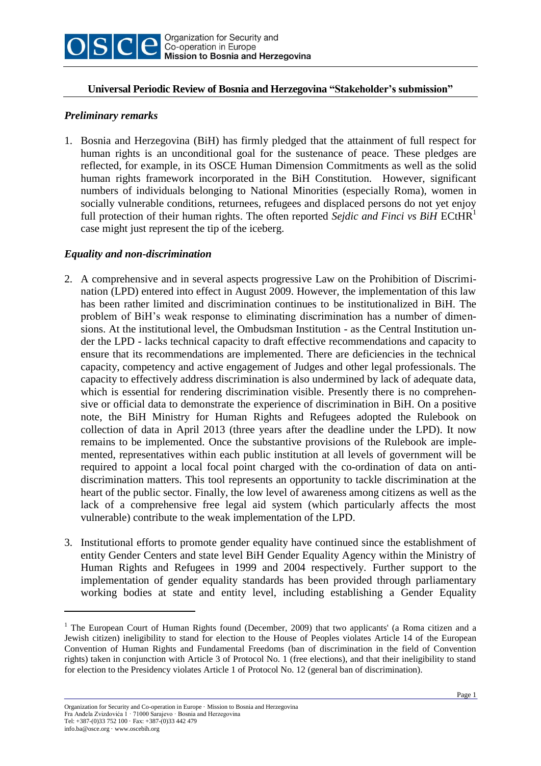**Universal Periodic Review of Bosnia and Herzegovina "Stakeholder's submission"**

### *Preliminary remarks*

1. Bosnia and Herzegovina (BiH) has firmly pledged that the attainment of full respect for human rights is an unconditional goal for the sustenance of peace. These pledges are reflected, for example, in its OSCE Human Dimension Commitments as well as the solid human rights framework incorporated in the BiH Constitution. However, significant numbers of individuals belonging to National Minorities (especially Roma), women in socially vulnerable conditions, returnees, refugees and displaced persons do not yet enjoy full protection of their human rights. The often reported *Sejdic and Finci vs BiH* ECtHR[1] case might just represent the tip of the iceberg.

### *Equality and non-discrimination*

2. A comprehensive and in several aspects progressive Law on the Prohibition of Discrimination (LPD) entered into effect in August 2009. However, the implementation of this law has been rather limited and discrimination continues to be institutionalized in BiH. The problem of BiH's weak response to eliminating discrimination has a number of dimensions. At the institutional level, the Ombudsman Institution - as the Central Institution under the LPD - lacks technical capacity to draft effective recommendations and capacity to ensure that its recommendations are implemented. There are deficiencies in the technical capacity, competency and active engagement of Judges and other legal professionals. The capacity to effectively address discrimination is also undermined by lack of adequate data, which is essential for rendering discrimination visible. Presently there is no comprehensive or official data to demonstrate the experience of discrimination in BiH. On a positive note, the BiH Ministry for Human Rights and Refugees adopted the Rulebook on collection of data in April 2013 (three years after the deadline under the LPD). It now remains to be implemented. Once the substantive provisions of the Rulebook are implemented, representatives within each public institution at all levels of government will be required to appoint a local focal point charged with the co-ordination of data on anti-discrimination matters. This tool represents an opportunity to tackle discrimination at the heart of the public sector. Finally, the low level of awareness among citizens as well as the lack of a comprehensive free legal aid system (which particularly affects the most vulnerable) contribute to the weak implementation of the LPD.

3. Institutional efforts to promote gender equality have continued since the establishment of entity Gender Centers and state level BiH Gender Equality Agency within the Ministry of Human Rights and Refugees in 1999 and 2004 respectively. Further support to the implementation of gender equality standards has been provided through parliamentary working bodies at state and entity level, including establishing a Gender Equality

---

[1] The European Court of Human Rights found (December, 2009) that two applicants' (a Roma citizen and a Jewish citizen) ineligibility to stand for election to the House of Peoples violates Article 14 of the European Convention of Human Rights and Fundamental Freedoms (ban of discrimination in the field of Convention rights) taken in conjunction with Article 3 of Protocol No. 1 (free elections), and that their ineligibility to stand for election to the Presidency violates Article 1 of Protocol No. 12 (general ban of discrimination).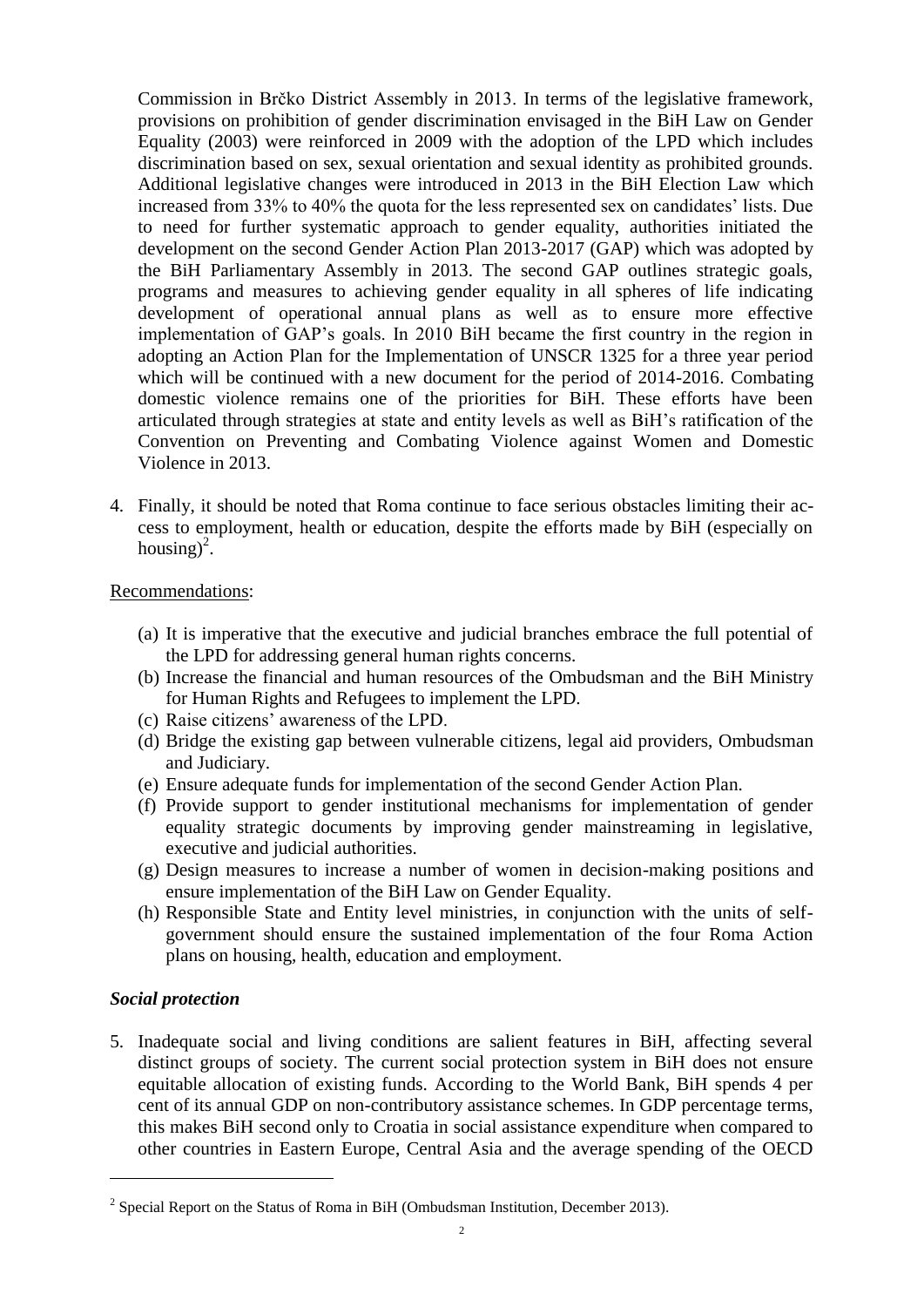Commission in Brčko District Assembly in 2013. In terms of the legislative framework, provisions on prohibition of gender discrimination envisaged in the BiH Law on Gender Equality (2003) were reinforced in 2009 with the adoption of the LPD which includes discrimination based on sex, sexual orientation and sexual identity as prohibited grounds. Additional legislative changes were introduced in 2013 in the BiH Election Law which increased from 33% to 40% the quota for the less represented sex on candidates' lists. Due to need for further systematic approach to gender equality, authorities initiated the development on the second Gender Action Plan 2013-2017 (GAP) which was adopted by the BiH Parliamentary Assembly in 2013. The second GAP outlines strategic goals, programs and measures to achieving gender equality in all spheres of life indicating development of operational annual plans as well as to ensure more effective implementation of GAP's goals. In 2010 BiH became the first country in the region in adopting an Action Plan for the Implementation of UNSCR 1325 for a three year period which will be continued with a new document for the period of 2014-2016. Combating domestic violence remains one of the priorities for BiH. These efforts have been articulated through strategies at state and entity levels as well as BiH's ratification of the Convention on Preventing and Combating Violence against Women and Domestic Violence in 2013.

4. Finally, it should be noted that Roma continue to face serious obstacles limiting their access to employment, health or education, despite the efforts made by BiH (especially on housing)[2].

Recommendations:

(a) It is imperative that the executive and judicial branches embrace the full potential of the LPD for addressing general human rights concerns.
(b) Increase the financial and human resources of the Ombudsman and the BiH Ministry for Human Rights and Refugees to implement the LPD.
(c) Raise citizens' awareness of the LPD.
(d) Bridge the existing gap between vulnerable citizens, legal aid providers, Ombudsman and Judiciary.
(e) Ensure adequate funds for implementation of the second Gender Action Plan.
(f) Provide support to gender institutional mechanisms for implementation of gender equality strategic documents by improving gender mainstreaming in legislative, executive and judicial authorities.
(g) Design measures to increase a number of women in decision-making positions and ensure implementation of the BiH Law on Gender Equality.
(h) Responsible State and Entity level ministries, in conjunction with the units of self-government should ensure the sustained implementation of the four Roma Action plans on housing, health, education and employment.

***Social protection***

5. Inadequate social and living conditions are salient features in BiH, affecting several distinct groups of society. The current social protection system in BiH does not ensure equitable allocation of existing funds. According to the World Bank, BiH spends 4 per cent of its annual GDP on non-contributory assistance schemes. In GDP percentage terms, this makes BiH second only to Croatia in social assistance expenditure when compared to other countries in Eastern Europe, Central Asia and the average spending of the OECD

---

[2] Special Report on the Status of Roma in BiH (Ombudsman Institution, December 2013).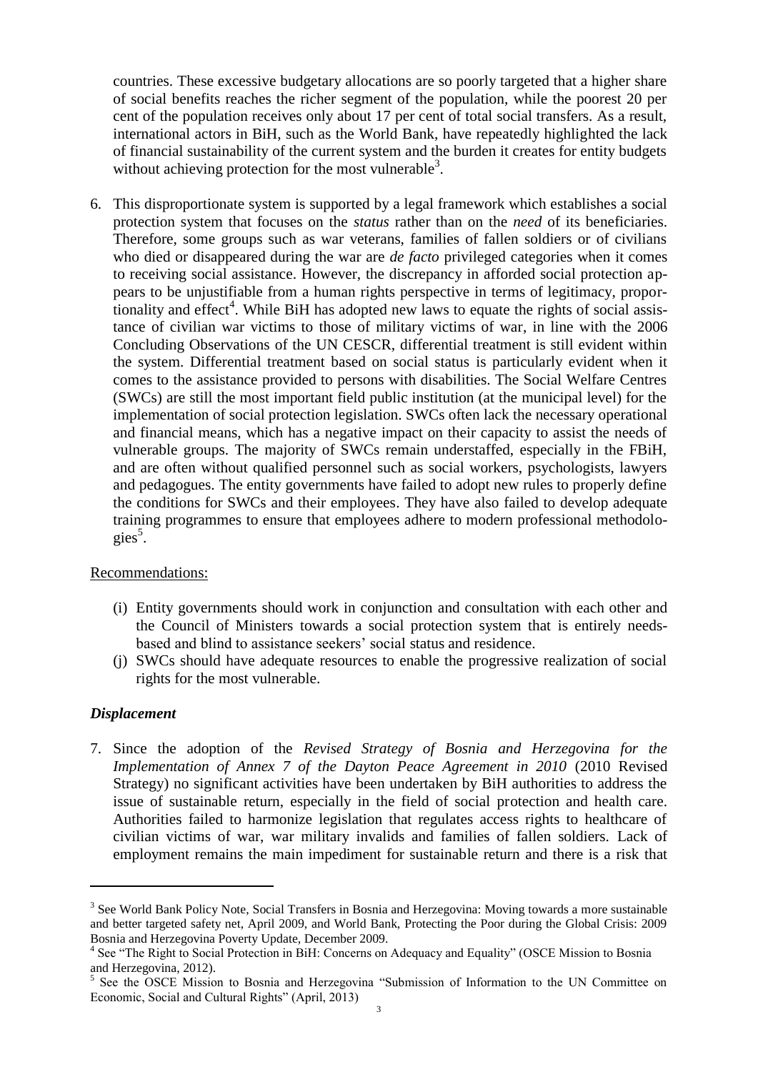countries. These excessive budgetary allocations are so poorly targeted that a higher share of social benefits reaches the richer segment of the population, while the poorest 20 per cent of the population receives only about 17 per cent of total social transfers. As a result, international actors in BiH, such as the World Bank, have repeatedly highlighted the lack of financial sustainability of the current system and the burden it creates for entity budgets without achieving protection for the most vulnerable[3].

6. This disproportionate system is supported by a legal framework which establishes a social protection system that focuses on the *status* rather than on the *need* of its beneficiaries. Therefore, some groups such as war veterans, families of fallen soldiers or of civilians who died or disappeared during the war are *de facto* privileged categories when it comes to receiving social assistance. However, the discrepancy in afforded social protection appears to be unjustifiable from a human rights perspective in terms of legitimacy, proportionality and effect[4]. While BiH has adopted new laws to equate the rights of social assistance of civilian war victims to those of military victims of war, in line with the 2006 Concluding Observations of the UN CESCR, differential treatment is still evident within the system. Differential treatment based on social status is particularly evident when it comes to the assistance provided to persons with disabilities. The Social Welfare Centres (SWCs) are still the most important field public institution (at the municipal level) for the implementation of social protection legislation. SWCs often lack the necessary operational and financial means, which has a negative impact on their capacity to assist the needs of vulnerable groups. The majority of SWCs remain understaffed, especially in the FBiH, and are often without qualified personnel such as social workers, psychologists, lawyers and pedagogues. The entity governments have failed to adopt new rules to properly define the conditions for SWCs and their employees. They have also failed to develop adequate training programmes to ensure that employees adhere to modern professional methodologies[5].

Recommendations:

(i) Entity governments should work in conjunction and consultation with each other and the Council of Ministers towards a social protection system that is entirely needs-based and blind to assistance seekers' social status and residence.

(j) SWCs should have adequate resources to enable the progressive realization of social rights for the most vulnerable.

### *Displacement*

7. Since the adoption of the *Revised Strategy of Bosnia and Herzegovina for the Implementation of Annex 7 of the Dayton Peace Agreement in 2010* (2010 Revised Strategy) no significant activities have been undertaken by BiH authorities to address the issue of sustainable return, especially in the field of social protection and health care. Authorities failed to harmonize legislation that regulates access rights to healthcare of civilian victims of war, war military invalids and families of fallen soldiers. Lack of employment remains the main impediment for sustainable return and there is a risk that

---

[3] See World Bank Policy Note, Social Transfers in Bosnia and Herzegovina: Moving towards a more sustainable and better targeted safety net, April 2009, and World Bank, Protecting the Poor during the Global Crisis: 2009 Bosnia and Herzegovina Poverty Update, December 2009.

[4] See "The Right to Social Protection in BiH: Concerns on Adequacy and Equality" (OSCE Mission to Bosnia and Herzegovina, 2012).

[5] See the OSCE Mission to Bosnia and Herzegovina "Submission of Information to the UN Committee on Economic, Social and Cultural Rights" (April, 2013)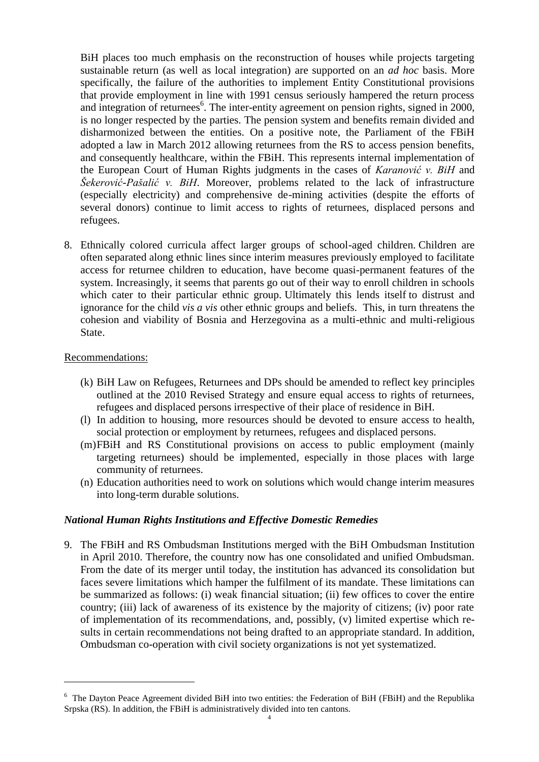BiH places too much emphasis on the reconstruction of houses while projects targeting sustainable return (as well as local integration) are supported on an *ad hoc* basis. More specifically, the failure of the authorities to implement Entity Constitutional provisions that provide employment in line with 1991 census seriously hampered the return process and integration of returnees[6]. The inter-entity agreement on pension rights, signed in 2000, is no longer respected by the parties. The pension system and benefits remain divided and disharmonized between the entities. On a positive note, the Parliament of the FBiH adopted a law in March 2012 allowing returnees from the RS to access pension benefits, and consequently healthcare, within the FBiH. This represents internal implementation of the European Court of Human Rights judgments in the cases of *Karanović v. BiH* and *Šekerović-Pašalić v. BiH*. Moreover, problems related to the lack of infrastructure (especially electricity) and comprehensive de-mining activities (despite the efforts of several donors) continue to limit access to rights of returnees, displaced persons and refugees.

8. Ethnically colored curricula affect larger groups of school-aged children. Children are often separated along ethnic lines since interim measures previously employed to facilitate access for returnee children to education, have become quasi-permanent features of the system. Increasingly, it seems that parents go out of their way to enroll children in schools which cater to their particular ethnic group. Ultimately this lends itself to distrust and ignorance for the child *vis a vis* other ethnic groups and beliefs. This, in turn threatens the cohesion and viability of Bosnia and Herzegovina as a multi-ethnic and multi-religious State.

Recommendations:

(k) BiH Law on Refugees, Returnees and DPs should be amended to reflect key principles outlined at the 2010 Revised Strategy and ensure equal access to rights of returnees, refugees and displaced persons irrespective of their place of residence in BiH.
(l) In addition to housing, more resources should be devoted to ensure access to health, social protection or employment by returnees, refugees and displaced persons.
(m) FBiH and RS Constitutional provisions on access to public employment (mainly targeting returnees) should be implemented, especially in those places with large community of returnees.
(n) Education authorities need to work on solutions which would change interim measures into long-term durable solutions.

### *National Human Rights Institutions and Effective Domestic Remedies*

9. The FBiH and RS Ombudsman Institutions merged with the BiH Ombudsman Institution in April 2010. Therefore, the country now has one consolidated and unified Ombudsman. From the date of its merger until today, the institution has advanced its consolidation but faces severe limitations which hamper the fulfilment of its mandate. These limitations can be summarized as follows: (i) weak financial situation; (ii) few offices to cover the entire country; (iii) lack of awareness of its existence by the majority of citizens; (iv) poor rate of implementation of its recommendations, and, possibly, (v) limited expertise which results in certain recommendations not being drafted to an appropriate standard. In addition, Ombudsman co-operation with civil society organizations is not yet systematized.

---

[6] The Dayton Peace Agreement divided BiH into two entities: the Federation of BiH (FBiH) and the Republika Srpska (RS). In addition, the FBiH is administratively divided into ten cantons.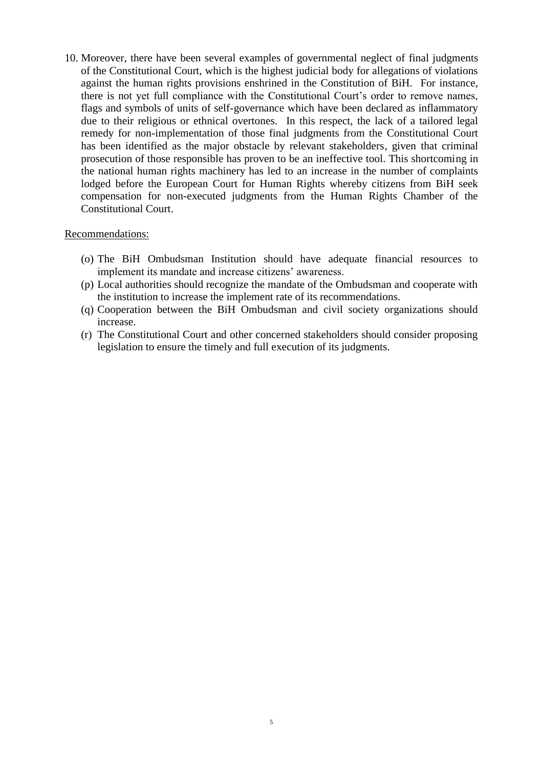10. Moreover, there have been several examples of governmental neglect of final judgments of the Constitutional Court, which is the highest judicial body for allegations of violations against the human rights provisions enshrined in the Constitution of BiH. For instance, there is not yet full compliance with the Constitutional Court's order to remove names, flags and symbols of units of self-governance which have been declared as inflammatory due to their religious or ethnical overtones. In this respect, the lack of a tailored legal remedy for non-implementation of those final judgments from the Constitutional Court has been identified as the major obstacle by relevant stakeholders, given that criminal prosecution of those responsible has proven to be an ineffective tool. This shortcoming in the national human rights machinery has led to an increase in the number of complaints lodged before the European Court for Human Rights whereby citizens from BiH seek compensation for non-executed judgments from the Human Rights Chamber of the Constitutional Court.

Recommendations:

(o) The BiH Ombudsman Institution should have adequate financial resources to implement its mandate and increase citizens' awareness.
(p) Local authorities should recognize the mandate of the Ombudsman and cooperate with the institution to increase the implement rate of its recommendations.
(q) Cooperation between the BiH Ombudsman and civil society organizations should increase.
(r) The Constitutional Court and other concerned stakeholders should consider proposing legislation to ensure the timely and full execution of its judgments.